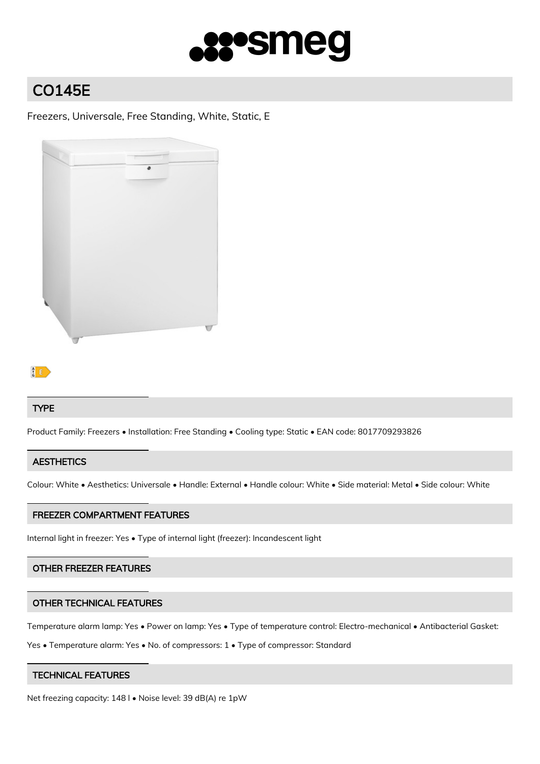# CO145E

Freezers, Universale, Free Standing, White, Static, E

## TYPE

Product Family: Freezers • Installation: Free Standing • Cooling type: Static • EAN code: 8017709293826

## AESTHETICS

Colour: White • Aesthetics: Universale • Handle: External • Handle colour: White • Side material: Metal • Side colour: White

## FREEZER COMPARTMENT FEATURES

Internal light in freezer: Yes • Type of internal light (freezer): Incandescent light

## OTHER FREEZER FEATURES

## OTHER TECHNICAL FEATURES

Temperature alarm lamp: Yes • Power on lamp: Yes • Type of temperature control: Electro-mechanical • Antibacterial Gasket: Yes • Temperature alarm: Yes • No. of compressors: 1 • Type of compressor: Standard

## TECHNICAL FEATURES

Net freezing capacity: 148 l • Noise level: 39 dB(A) re 1pW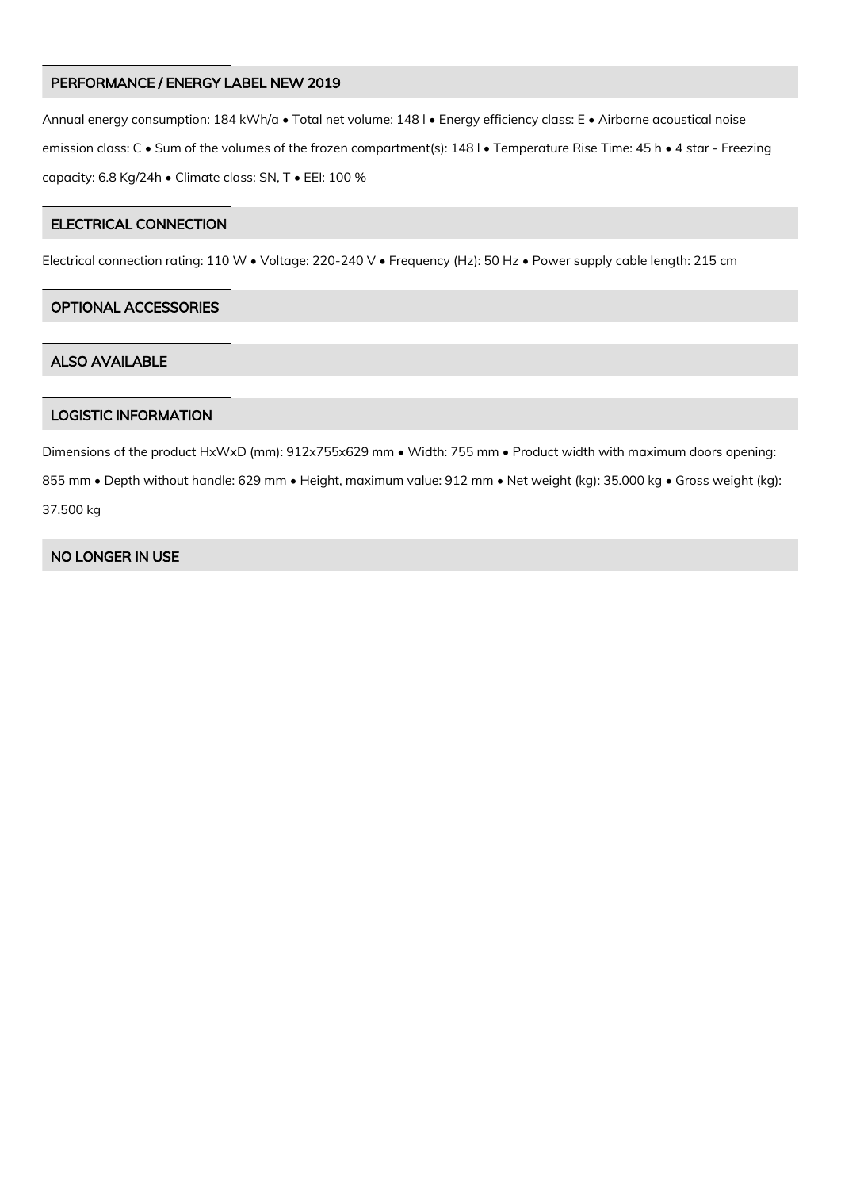## PERFORMANCE / ENERGY LABEL NEW 2019

Annual energy consumption: 184 kWh/a • Total net volume: 148 l • Energy efficiency class: E • Airborne acoustical noise emission class: C • Sum of the volumes of the frozen compartment(s): 148 l • Temperature Rise Time: 45 h • 4 star - Freezing capacity: 6.8 Kg/24h • Climate class: SN, T • EEI: 100 %

## ELECTRICAL CONNECTION

Electrical connection rating: 110 W • Voltage: 220-240 V • Frequency (Hz): 50 Hz • Power supply cable length: 215 cm

## OPTIONAL ACCESSORIES

## ALSO AVAILABLE

## LOGISTIC INFORMATION

Dimensions of the product HxWxD (mm): 912x755x629 mm • Width: 755 mm • Product width with maximum doors opening: 855 mm • Depth without handle: 629 mm • Height, maximum value: 912 mm • Net weight (kg): 35.000 kg • Gross weight (kg): 37.500 kg

## NO LONGER IN USE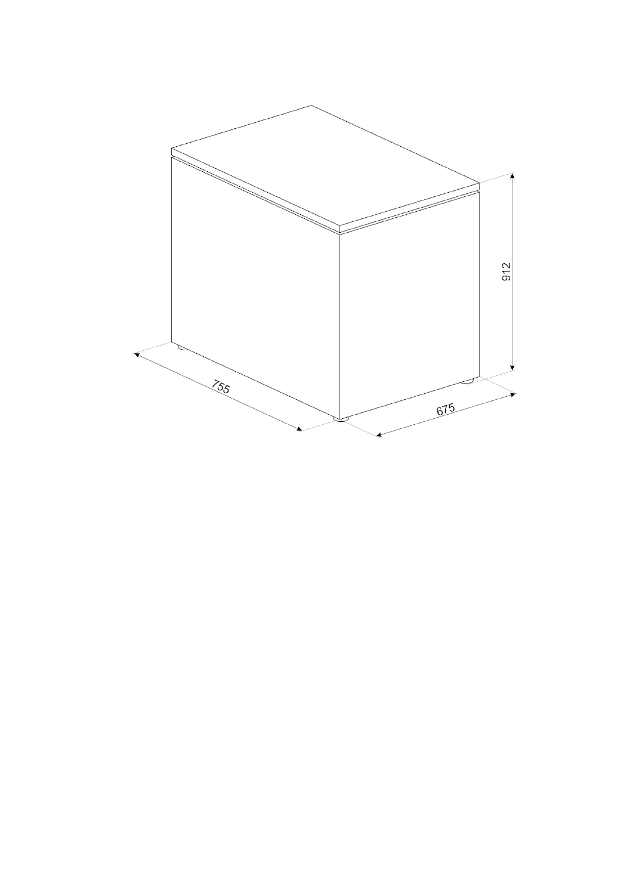912

755

675